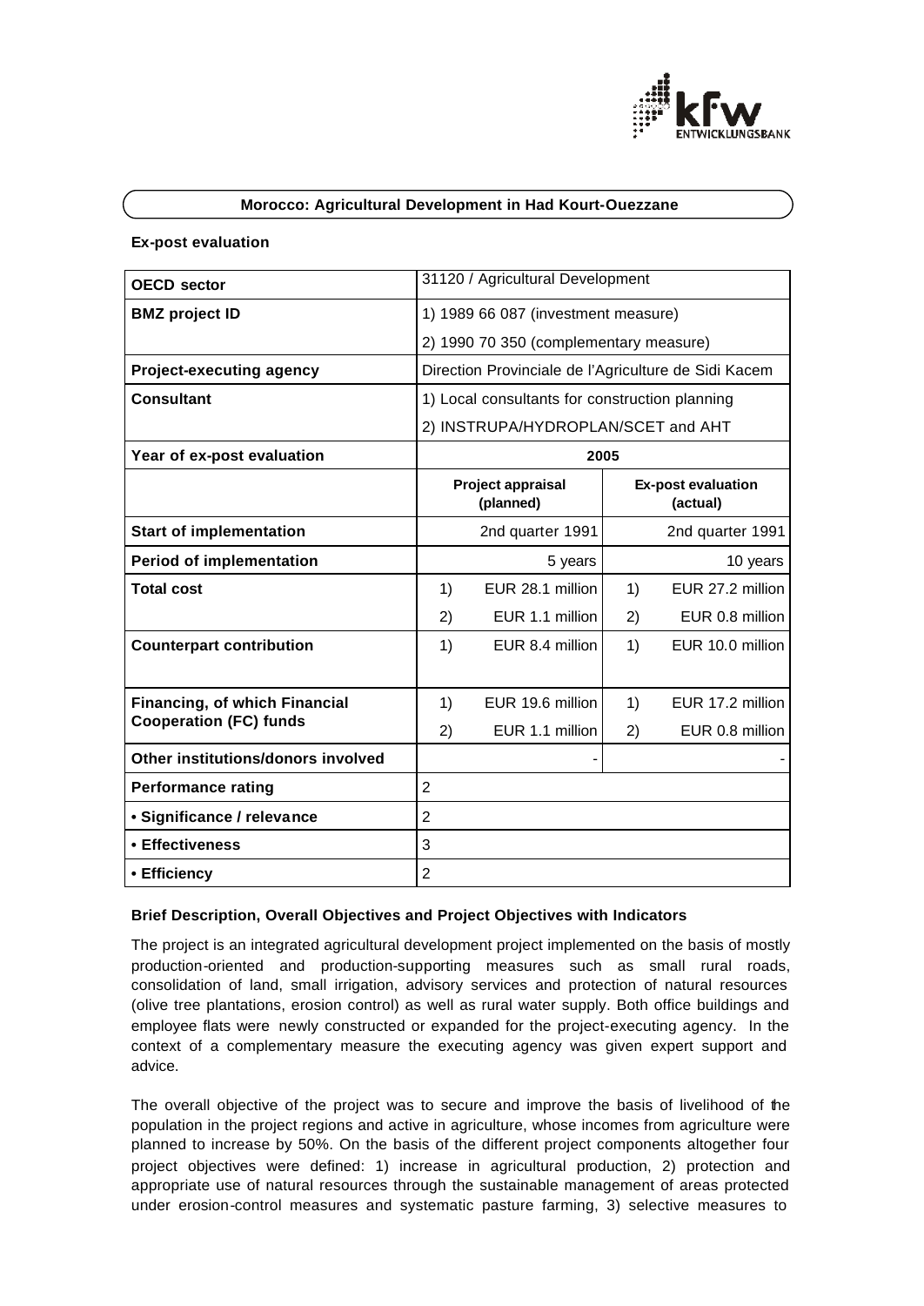## Morocco: Agricultural Development in Had Kourt-Ouezzane

**Ex-post evaluation**

| **OECD sector** | 31120 / Agricultural Development | | | |
|---|---|---|---|---|
| **BMZ project ID** | 1) 1989 66 087 (investment measure)<br>2) 1990 70 350 (complementary measure) | | | |
| **Project-executing agency** | Direction Provinciale de l'Agriculture de Sidi Kacem | | | |
| **Consultant** | 1) Local consultants for construction planning<br>2) INSTRUPA/HYDROPLAN/SCET and AHT | | | |
| **Year of ex-post evaluation** | 2005 | | | |
| | **Project appraisal (planned)** | | **Ex-post evaluation (actual)** | |
| **Start of implementation** | 2nd quarter 1991 | | 2nd quarter 1991 | |
| **Period of implementation** | 5 years | | 10 years | |
| **Total cost** | 1)<br>2) | EUR 28.1 million<br>EUR 1.1 million | 1)<br>2) | EUR 27.2 million<br>EUR 0.8 million |
| **Counterpart contribution** | 1) | EUR 8.4 million | 1) | EUR 10.0 million |
| **Financing, of which Financial Cooperation (FC) funds** | 1)<br>2) | EUR 19.6 million<br>EUR 1.1 million | 1)<br>2) | EUR 17.2 million<br>EUR 0.8 million |
| **Other institutions/donors involved** | - | | - | |
| **Performance rating** | 2 | | | |
| **• Significance / relevance** | 2 | | | |
| **• Effectiveness** | 3 | | | |
| **• Efficiency** | 2 | | | |

**Brief Description, Overall Objectives and Project Objectives with Indicators**

The project is an integrated agricultural development project implemented on the basis of mostly production-oriented and production-supporting measures such as small rural roads, consolidation of land, small irrigation, advisory services and protection of natural resources (olive tree plantations, erosion control) as well as rural water supply. Both office buildings and employee flats were newly constructed or expanded for the project-executing agency. In the context of a complementary measure the executing agency was given expert support and advice.

The overall objective of the project was to secure and improve the basis of livelihood of the population in the project regions and active in agriculture, whose incomes from agriculture were planned to increase by 50%. On the basis of the different project components altogether four project objectives were defined: 1) increase in agricultural production, 2) protection and appropriate use of natural resources through the sustainable management of areas protected under erosion-control measures and systematic pasture farming, 3) selective measures to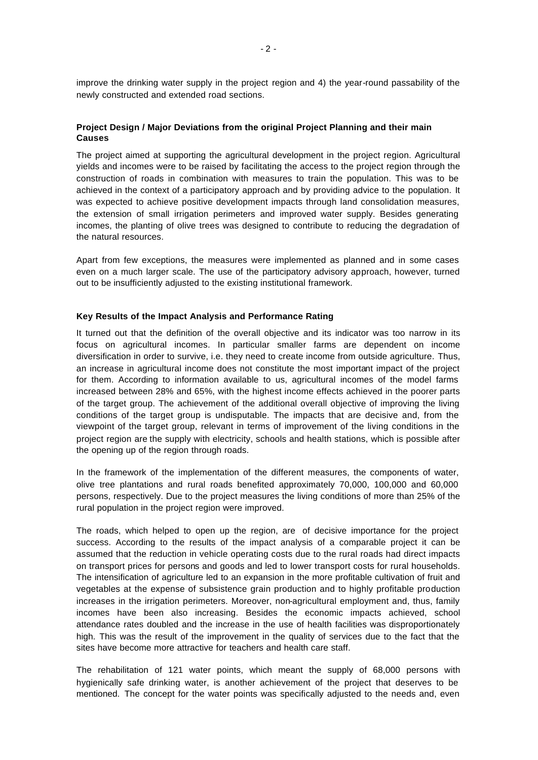improve the drinking water supply in the project region and 4) the year-round passability of the newly constructed and extended road sections.

**Project Design / Major Deviations from the original Project Planning and their main Causes**

The project aimed at supporting the agricultural development in the project region. Agricultural yields and incomes were to be raised by facilitating the access to the project region through the construction of roads in combination with measures to train the population. This was to be achieved in the context of a participatory approach and by providing advice to the population. It was expected to achieve positive development impacts through land consolidation measures, the extension of small irrigation perimeters and improved water supply. Besides generating incomes, the planting of olive trees was designed to contribute to reducing the degradation of the natural resources.

Apart from few exceptions, the measures were implemented as planned and in some cases even on a much larger scale. The use of the participatory advisory approach, however, turned out to be insufficiently adjusted to the existing institutional framework.

**Key Results of the Impact Analysis and Performance Rating**

It turned out that the definition of the overall objective and its indicator was too narrow in its focus on agricultural incomes. In particular smaller farms are dependent on income diversification in order to survive, i.e. they need to create income from outside agriculture. Thus, an increase in agricultural income does not constitute the most important impact of the project for them. According to information available to us, agricultural incomes of the model farms increased between 28% and 65%, with the highest income effects achieved in the poorer parts of the target group. The achievement of the additional overall objective of improving the living conditions of the target group is undisputable. The impacts that are decisive and, from the viewpoint of the target group, relevant in terms of improvement of the living conditions in the project region are the supply with electricity, schools and health stations, which is possible after the opening up of the region through roads.

In the framework of the implementation of the different measures, the components of water, olive tree plantations and rural roads benefited approximately 70,000, 100,000 and 60,000 persons, respectively. Due to the project measures the living conditions of more than 25% of the rural population in the project region were improved.

The roads, which helped to open up the region, are of decisive importance for the project success. According to the results of the impact analysis of a comparable project it can be assumed that the reduction in vehicle operating costs due to the rural roads had direct impacts on transport prices for persons and goods and led to lower transport costs for rural households. The intensification of agriculture led to an expansion in the more profitable cultivation of fruit and vegetables at the expense of subsistence grain production and to highly profitable production increases in the irrigation perimeters. Moreover, non-agricultural employment and, thus, family incomes have been also increasing. Besides the economic impacts achieved, school attendance rates doubled and the increase in the use of health facilities was disproportionately high. This was the result of the improvement in the quality of services due to the fact that the sites have become more attractive for teachers and health care staff.

The rehabilitation of 121 water points, which meant the supply of 68,000 persons with hygienically safe drinking water, is another achievement of the project that deserves to be mentioned. The concept for the water points was specifically adjusted to the needs and, even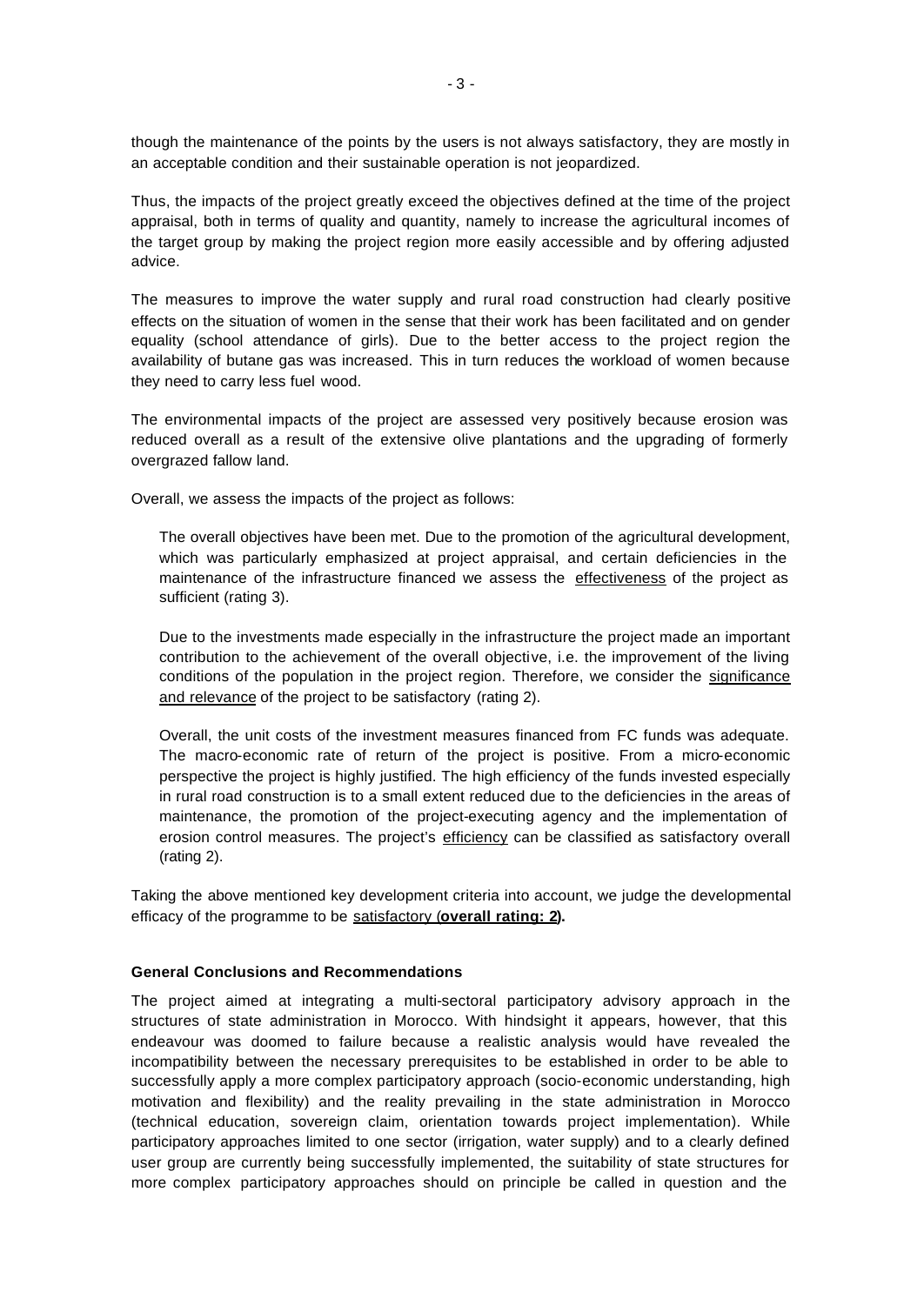though the maintenance of the points by the users is not always satisfactory, they are mostly in an acceptable condition and their sustainable operation is not jeopardized.

Thus, the impacts of the project greatly exceed the objectives defined at the time of the project appraisal, both in terms of quality and quantity, namely to increase the agricultural incomes of the target group by making the project region more easily accessible and by offering adjusted advice.

The measures to improve the water supply and rural road construction had clearly positive effects on the situation of women in the sense that their work has been facilitated and on gender equality (school attendance of girls). Due to the better access to the project region the availability of butane gas was increased. This in turn reduces the workload of women because they need to carry less fuel wood.

The environmental impacts of the project are assessed very positively because erosion was reduced overall as a result of the extensive olive plantations and the upgrading of formerly overgrazed fallow land.

Overall, we assess the impacts of the project as follows:

> The overall objectives have been met. Due to the promotion of the agricultural development, which was particularly emphasized at project appraisal, and certain deficiencies in the maintenance of the infrastructure financed we assess the effectiveness of the project as sufficient (rating 3).
>
> Due to the investments made especially in the infrastructure the project made an important contribution to the achievement of the overall objective, i.e. the improvement of the living conditions of the population in the project region. Therefore, we consider the significance and relevance of the project to be satisfactory (rating 2).
>
> Overall, the unit costs of the investment measures financed from FC funds was adequate. The macro-economic rate of return of the project is positive. From a micro-economic perspective the project is highly justified. The high efficiency of the funds invested especially in rural road construction is to a small extent reduced due to the deficiencies in the areas of maintenance, the promotion of the project-executing agency and the implementation of erosion control measures. The project's efficiency can be classified as satisfactory overall (rating 2).

Taking the above mentioned key development criteria into account, we judge the developmental efficacy of the programme to be satisfactory (**overall rating: 2**)**.**

### General Conclusions and Recommendations

The project aimed at integrating a multi-sectoral participatory advisory approach in the structures of state administration in Morocco. With hindsight it appears, however, that this endeavour was doomed to failure because a realistic analysis would have revealed the incompatibility between the necessary prerequisites to be established in order to be able to successfully apply a more complex participatory approach (socio-economic understanding, high motivation and flexibility) and the reality prevailing in the state administration in Morocco (technical education, sovereign claim, orientation towards project implementation). While participatory approaches limited to one sector (irrigation, water supply) and to a clearly defined user group are currently being successfully implemented, the suitability of state structures for more complex participatory approaches should on principle be called in question and the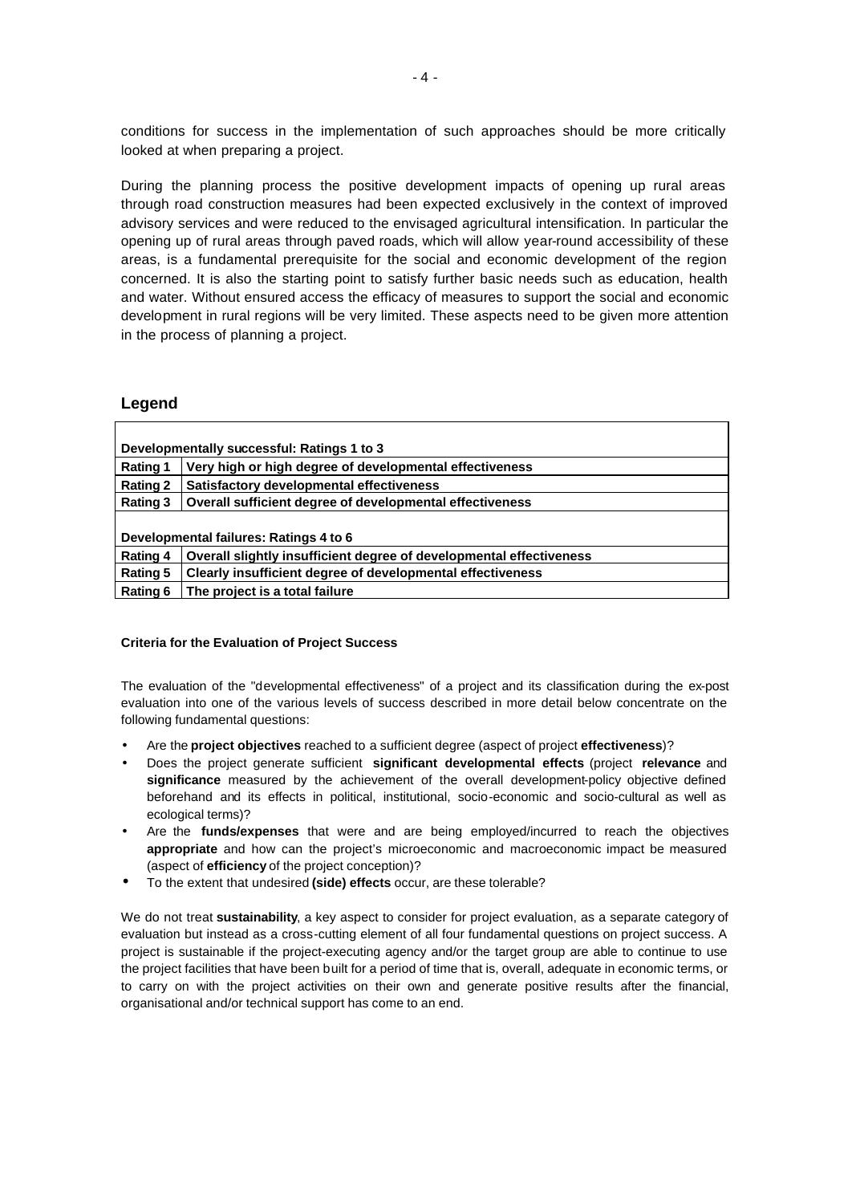conditions for success in the implementation of such approaches should be more critically looked at when preparing a project.

During the planning process the positive development impacts of opening up rural areas through road construction measures had been expected exclusively in the context of improved advisory services and were reduced to the envisaged agricultural intensification. In particular the opening up of rural areas through paved roads, which will allow year-round accessibility of these areas, is a fundamental prerequisite for the social and economic development of the region concerned. It is also the starting point to satisfy further basic needs such as education, health and water. Without ensured access the efficacy of measures to support the social and economic development in rural regions will be very limited. These aspects need to be given more attention in the process of planning a project.

## Legend

| | |
|---|---|
| **Developmentally successful: Ratings 1 to 3** | |
| **Rating 1** | **Very high or high degree of developmental effectiveness** |
| **Rating 2** | **Satisfactory developmental effectiveness** |
| **Rating 3** | **Overall sufficient degree of developmental effectiveness** |
| **Developmental failures: Ratings 4 to 6** | |
| **Rating 4** | **Overall slightly insufficient degree of developmental effectiveness** |
| **Rating 5** | **Clearly insufficient degree of developmental effectiveness** |
| **Rating 6** | **The project is a total failure** |

#### Criteria for the Evaluation of Project Success

The evaluation of the "developmental effectiveness" of a project and its classification during the ex-post evaluation into one of the various levels of success described in more detail below concentrate on the following fundamental questions:

- Are the **project objectives** reached to a sufficient degree (aspect of project **effectiveness**)?
- Does the project generate sufficient **significant developmental effects** (project **relevance** and **significance** measured by the achievement of the overall development-policy objective defined beforehand and its effects in political, institutional, socio-economic and socio-cultural as well as ecological terms)?
- Are the **funds/expenses** that were and are being employed/incurred to reach the objectives **appropriate** and how can the project's microeconomic and macroeconomic impact be measured (aspect of **efficiency** of the project conception)?
- To the extent that undesired **(side) effects** occur, are these tolerable?

We do not treat **sustainability**, a key aspect to consider for project evaluation, as a separate category of evaluation but instead as a cross-cutting element of all four fundamental questions on project success. A project is sustainable if the project-executing agency and/or the target group are able to continue to use the project facilities that have been built for a period of time that is, overall, adequate in economic terms, or to carry on with the project activities on their own and generate positive results after the financial, organisational and/or technical support has come to an end.